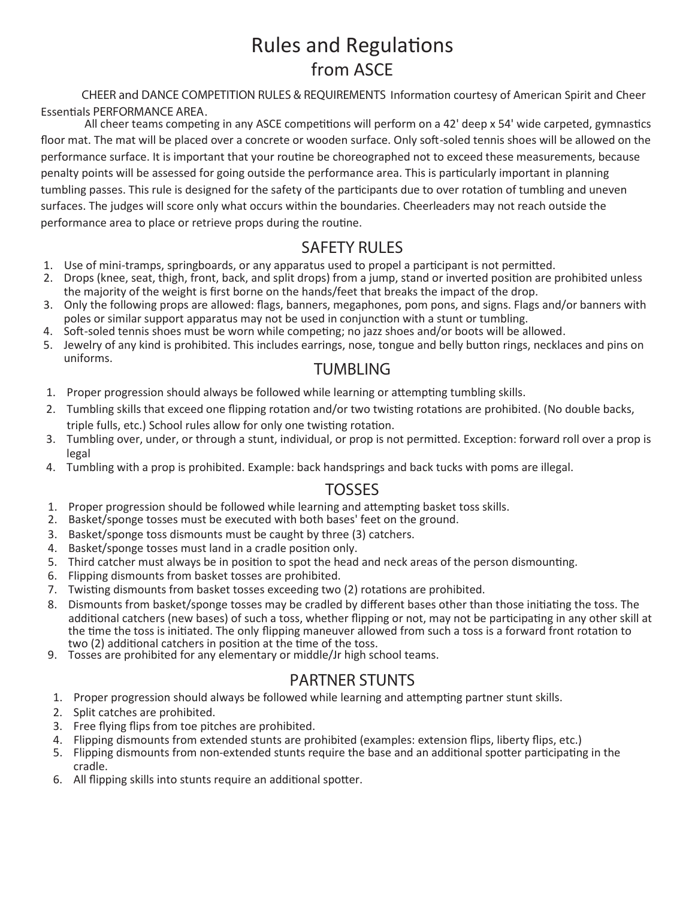# Rules and Regulations
## from ASCE

CHEER and DANCE COMPETITION RULES & REQUIREMENTS Information courtesy of American Spirit and Cheer Essentials PERFORMANCE AREA.

All cheer teams competing in any ASCE competitions will perform on a 42' deep x 54' wide carpeted, gymnastics floor mat. The mat will be placed over a concrete or wooden surface. Only soft-soled tennis shoes will be allowed on the performance surface. It is important that your routine be choreographed not to exceed these measurements, because penalty points will be assessed for going outside the performance area. This is particularly important in planning tumbling passes. This rule is designed for the safety of the participants due to over rotation of tumbling and uneven surfaces. The judges will score only what occurs within the boundaries. Cheerleaders may not reach outside the performance area to place or retrieve props during the routine.

## SAFETY RULES

1. Use of mini-tramps, springboards, or any apparatus used to propel a participant is not permitted.
2. Drops (knee, seat, thigh, front, back, and split drops) from a jump, stand or inverted position are prohibited unless the majority of the weight is first borne on the hands/feet that breaks the impact of the drop.
3. Only the following props are allowed: flags, banners, megaphones, pom pons, and signs. Flags and/or banners with poles or similar support apparatus may not be used in conjunction with a stunt or tumbling.
4. Soft-soled tennis shoes must be worn while competing; no jazz shoes and/or boots will be allowed.
5. Jewelry of any kind is prohibited. This includes earrings, nose, tongue and belly button rings, necklaces and pins on uniforms.

## TUMBLING

1. Proper progression should always be followed while learning or attempting tumbling skills.
2. Tumbling skills that exceed one flipping rotation and/or two twisting rotations are prohibited. (No double backs, triple fulls, etc.) School rules allow for only one twisting rotation.
3. Tumbling over, under, or through a stunt, individual, or prop is not permitted. Exception: forward roll over a prop is legal
4. Tumbling with a prop is prohibited. Example: back handsprings and back tucks with poms are illegal.

## TOSSES

1. Proper progression should be followed while learning and attempting basket toss skills.
2. Basket/sponge tosses must be executed with both bases' feet on the ground.
3. Basket/sponge toss dismounts must be caught by three (3) catchers.
4. Basket/sponge tosses must land in a cradle position only.
5. Third catcher must always be in position to spot the head and neck areas of the person dismounting.
6. Flipping dismounts from basket tosses are prohibited.
7. Twisting dismounts from basket tosses exceeding two (2) rotations are prohibited.
8. Dismounts from basket/sponge tosses may be cradled by different bases other than those initiating the toss. The additional catchers (new bases) of such a toss, whether flipping or not, may not be participating in any other skill at the time the toss is initiated. The only flipping maneuver allowed from such a toss is a forward front rotation to two (2) additional catchers in position at the time of the toss.
9. Tosses are prohibited for any elementary or middle/Jr high school teams.

## PARTNER STUNTS

1. Proper progression should always be followed while learning and attempting partner stunt skills.
2. Split catches are prohibited.
3. Free flying flips from toe pitches are prohibited.
4. Flipping dismounts from extended stunts are prohibited (examples: extension flips, liberty flips, etc.)
5. Flipping dismounts from non-extended stunts require the base and an additional spotter participating in the cradle.
6. All flipping skills into stunts require an additional spotter.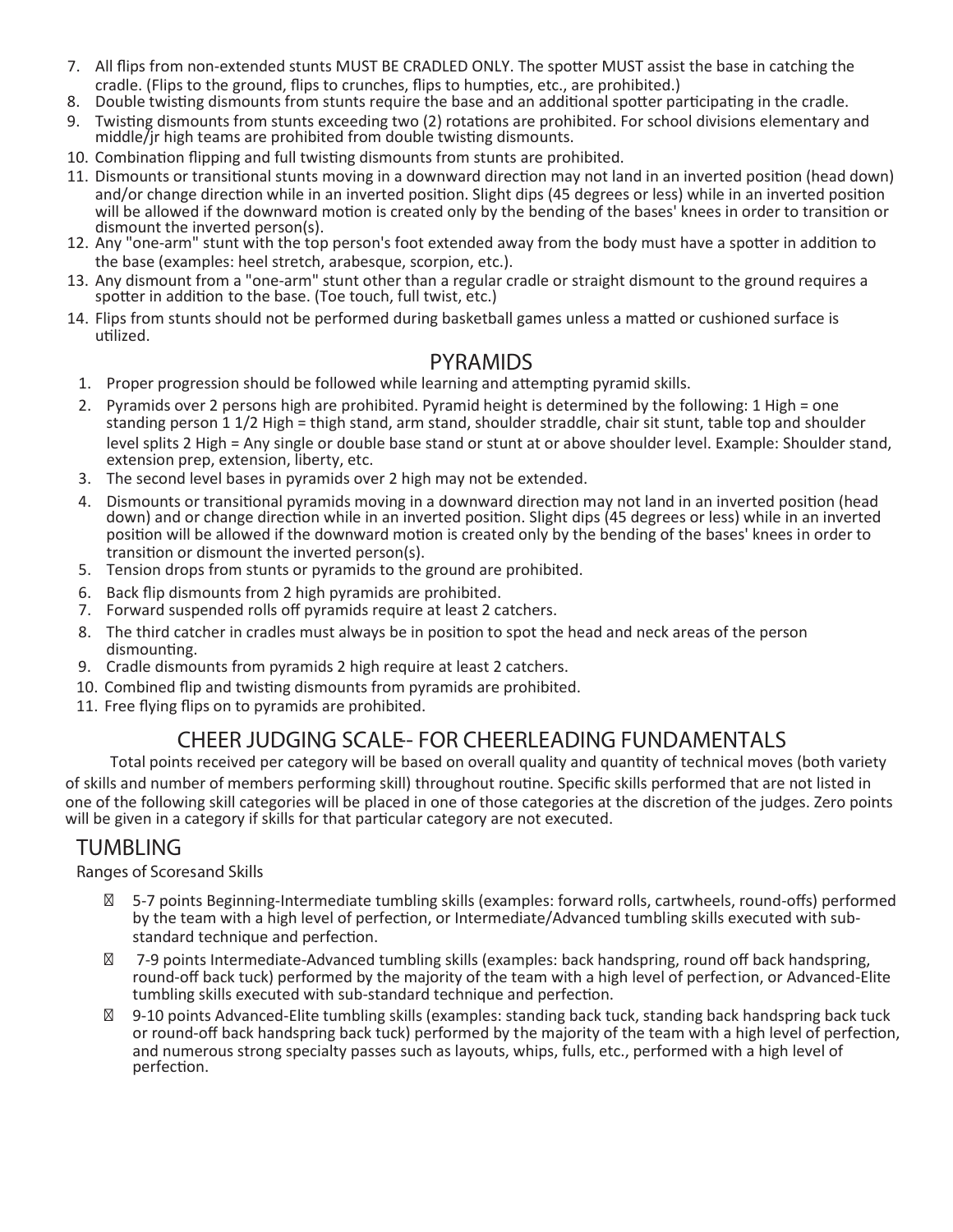7. All flips from non-extended stunts MUST BE CRADLED ONLY. The spotter MUST assist the base in catching the cradle. (Flips to the ground, flips to crunches, flips to humpties, etc., are prohibited.)
8. Double twisting dismounts from stunts require the base and an additional spotter participating in the cradle.
9. Twisting dismounts from stunts exceeding two (2) rotations are prohibited. For school divisions elementary and middle/jr high teams are prohibited from double twisting dismounts.
10. Combination flipping and full twisting dismounts from stunts are prohibited.
11. Dismounts or transitional stunts moving in a downward direction may not land in an inverted position (head down) and/or change direction while in an inverted position. Slight dips (45 degrees or less) while in an inverted position will be allowed if the downward motion is created only by the bending of the bases' knees in order to transition or dismount the inverted person(s).
12. Any "one-arm" stunt with the top person's foot extended away from the body must have a spotter in addition to the base (examples: heel stretch, arabesque, scorpion, etc.).
13. Any dismount from a "one-arm" stunt other than a regular cradle or straight dismount to the ground requires a spotter in addition to the base. (Toe touch, full twist, etc.)
14. Flips from stunts should not be performed during basketball games unless a matted or cushioned surface is utilized.

## PYRAMIDS

1. Proper progression should be followed while learning and attempting pyramid skills.
2. Pyramids over 2 persons high are prohibited. Pyramid height is determined by the following: 1 High = one standing person 1 1/2 High = thigh stand, arm stand, shoulder straddle, chair sit stunt, table top and shoulder level splits 2 High = Any single or double base stand or stunt at or above shoulder level. Example: Shoulder stand, extension prep, extension, liberty, etc.
3. The second level bases in pyramids over 2 high may not be extended.
4. Dismounts or transitional pyramids moving in a downward direction may not land in an inverted position (head down) and or change direction while in an inverted position. Slight dips (45 degrees or less) while in an inverted position will be allowed if the downward motion is created only by the bending of the bases' knees in order to transition or dismount the inverted person(s).
5. Tension drops from stunts or pyramids to the ground are prohibited.
6. Back flip dismounts from 2 high pyramids are prohibited.
7. Forward suspended rolls off pyramids require at least 2 catchers.
8. The third catcher in cradles must always be in position to spot the head and neck areas of the person dismounting.
9. Cradle dismounts from pyramids 2 high require at least 2 catchers.
10. Combined flip and twisting dismounts from pyramids are prohibited.
11. Free flying flips on to pyramids are prohibited.

## CHEER JUDGING SCALE-- FOR CHEERLEADING FUNDAMENTALS

Total points received per category will be based on overall quality and quantity of technical moves (both variety of skills and number of members performing skill) throughout routine. Specific skills performed that are not listed in one of the following skill categories will be placed in one of those categories at the discretion of the judges. Zero points will be given in a category if skills for that particular category are not executed.

## TUMBLING

Ranges of Scoresand Skills

- 5-7 points Beginning-Intermediate tumbling skills (examples: forward rolls, cartwheels, round-offs) performed by the team with a high level of perfection, or Intermediate/Advanced tumbling skills executed with sub-standard technique and perfection.
- 7-9 points Intermediate-Advanced tumbling skills (examples: back handspring, round off back handspring, round-off back tuck) performed by the majority of the team with a high level of perfection, or Advanced-Elite tumbling skills executed with sub-standard technique and perfection.
- 9-10 points Advanced-Elite tumbling skills (examples: standing back tuck, standing back handspring back tuck or round-off back handspring back tuck) performed by the majority of the team with a high level of perfection, and numerous strong specialty passes such as layouts, whips, fulls, etc., performed with a high level of perfection.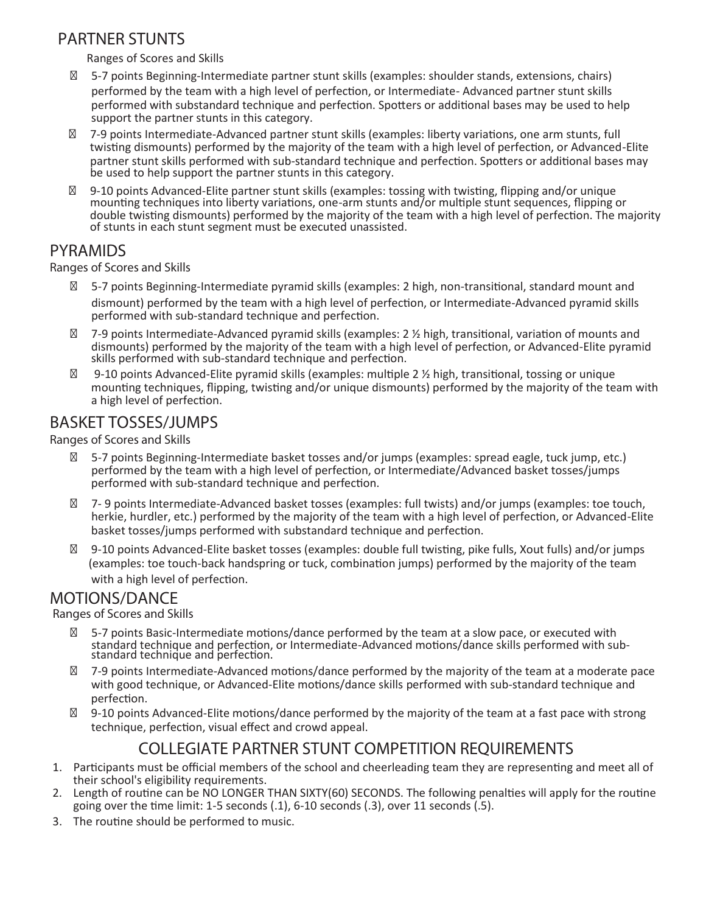## PARTNER STUNTS

Ranges of Scores and Skills

- 5-7 points Beginning-Intermediate partner stunt skills (examples: shoulder stands, extensions, chairs) performed by the team with a high level of perfection, or Intermediate- Advanced partner stunt skills performed with substandard technique and perfection. Spotters or additional bases may be used to help support the partner stunts in this category.
- 7-9 points Intermediate-Advanced partner stunt skills (examples: liberty variations, one arm stunts, full twisting dismounts) performed by the majority of the team with a high level of perfection, or Advanced-Elite partner stunt skills performed with sub-standard technique and perfection. Spotters or additional bases may be used to help support the partner stunts in this category.
- 9-10 points Advanced-Elite partner stunt skills (examples: tossing with twisting, flipping and/or unique mounting techniques into liberty variations, one-arm stunts and/or multiple stunt sequences, flipping or double twisting dismounts) performed by the majority of the team with a high level of perfection. The majority of stunts in each stunt segment must be executed unassisted.

## PYRAMIDS

Ranges of Scores and Skills

- 5-7 points Beginning-Intermediate pyramid skills (examples: 2 high, non-transitional, standard mount and dismount) performed by the team with a high level of perfection, or Intermediate-Advanced pyramid skills performed with sub-standard technique and perfection.
- 7-9 points Intermediate-Advanced pyramid skills (examples: 2 ½ high, transitional, variation of mounts and dismounts) performed by the majority of the team with a high level of perfection, or Advanced-Elite pyramid skills performed with sub-standard technique and perfection.
- 9-10 points Advanced-Elite pyramid skills (examples: multiple 2 ½ high, transitional, tossing or unique mounting techniques, flipping, twisting and/or unique dismounts) performed by the majority of the team with a high level of perfection.

## BASKET TOSSES/JUMPS

Ranges of Scores and Skills

- 5-7 points Beginning-Intermediate basket tosses and/or jumps (examples: spread eagle, tuck jump, etc.) performed by the team with a high level of perfection, or Intermediate/Advanced basket tosses/jumps performed with sub-standard technique and perfection.
- 7- 9 points Intermediate-Advanced basket tosses (examples: full twists) and/or jumps (examples: toe touch, herkie, hurdler, etc.) performed by the majority of the team with a high level of perfection, or Advanced-Elite basket tosses/jumps performed with substandard technique and perfection.
- 9-10 points Advanced-Elite basket tosses (examples: double full twisting, pike fulls, Xout fulls) and/or jumps (examples: toe touch-back handspring or tuck, combination jumps) performed by the majority of the team with a high level of perfection.

## MOTIONS/DANCE

Ranges of Scores and Skills

- 5-7 points Basic-Intermediate motions/dance performed by the team at a slow pace, or executed with standard technique and perfection, or Intermediate-Advanced motions/dance skills performed with sub-standard technique and perfection.
- 7-9 points Intermediate-Advanced motions/dance performed by the majority of the team at a moderate pace with good technique, or Advanced-Elite motions/dance skills performed with sub-standard technique and perfection.
- 9-10 points Advanced-Elite motions/dance performed by the majority of the team at a fast pace with strong technique, perfection, visual effect and crowd appeal.

## COLLEGIATE PARTNER STUNT COMPETITION REQUIREMENTS

1. Participants must be official members of the school and cheerleading team they are representing and meet all of their school's eligibility requirements.
2. Length of routine can be NO LONGER THAN SIXTY(60) SECONDS. The following penalties will apply for the routine going over the time limit: 1-5 seconds (.1), 6-10 seconds (.3), over 11 seconds (.5).
3. The routine should be performed to music.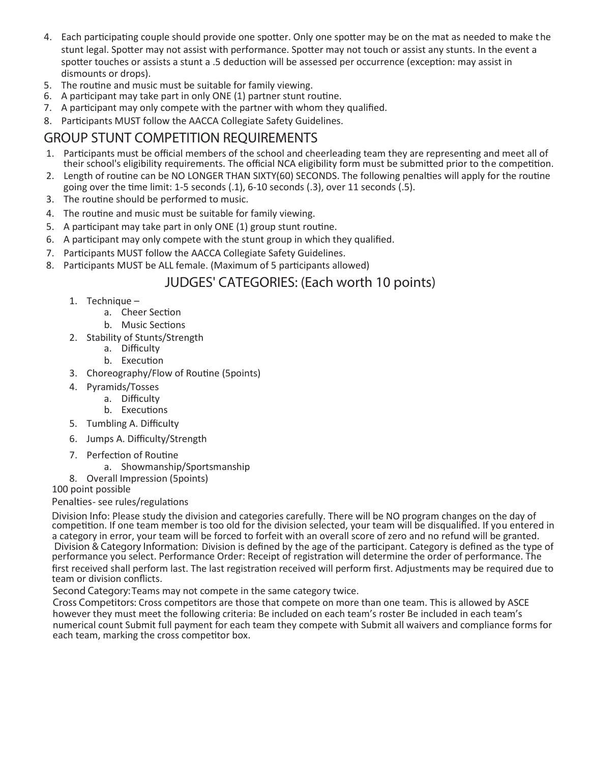4. Each participating couple should provide one spotter. Only one spotter may be on the mat as needed to make the stunt legal. Spotter may not assist with performance. Spotter may not touch or assist any stunts. In the event a spotter touches or assists a stunt a .5 deduction will be assessed per occurrence (exception: may assist in dismounts or drops).
5. The routine and music must be suitable for family viewing.
6. A participant may take part in only ONE (1) partner stunt routine.
7. A participant may only compete with the partner with whom they qualified.
8. Participants MUST follow the AACCA Collegiate Safety Guidelines.

## GROUP STUNT COMPETITION REQUIREMENTS

1. Participants must be official members of the school and cheerleading team they are representing and meet all of their school's eligibility requirements. The official NCA eligibility form must be submitted prior to the competition.
2. Length of routine can be NO LONGER THAN SIXTY(60) SECONDS. The following penalties will apply for the routine going over the time limit: 1-5 seconds (.1), 6-10 seconds (.3), over 11 seconds (.5).
3. The routine should be performed to music.
4. The routine and music must be suitable for family viewing.
5. A participant may take part in only ONE (1) group stunt routine.
6. A participant may only compete with the stunt group in which they qualified.
7. Participants MUST follow the AACCA Collegiate Safety Guidelines.
8. Participants MUST be ALL female. (Maximum of 5 participants allowed)

## JUDGES' CATEGORIES: (Each worth 10 points)

1. Technique –
   a. Cheer Section
   b. Music Sections
2. Stability of Stunts/Strength
   a. Difficulty
   b. Execution
3. Choreography/Flow of Routine (5points)
4. Pyramids/Tosses
   a. Difficulty
   b. Executions
5. Tumbling A. Difficulty
6. Jumps A. Difficulty/Strength
7. Perfection of Routine
   a. Showmanship/Sportsmanship
8. Overall Impression (5points)

100 point possible

Penalties- see rules/regulations

Division Info: Please study the division and categories carefully. There will be NO program changes on the day of competition. If one team member is too old for the division selected, your team will be disqualified. If you entered in a category in error, your team will be forced to forfeit with an overall score of zero and no refund will be granted. Division & Category Information: Division is defined by the age of the participant. Category is defined as the type of performance you select. Performance Order: Receipt of registration will determine the order of performance. The first received shall perform last. The last registration received will perform first. Adjustments may be required due to team or division conflicts.

Second Category: Teams may not compete in the same category twice.

Cross Competitors: Cross competitors are those that compete on more than one team. This is allowed by ASCE however they must meet the following criteria: Be included on each team's roster Be included in each team's numerical count Submit full payment for each team they compete with Submit all waivers and compliance forms for each team, marking the cross competitor box.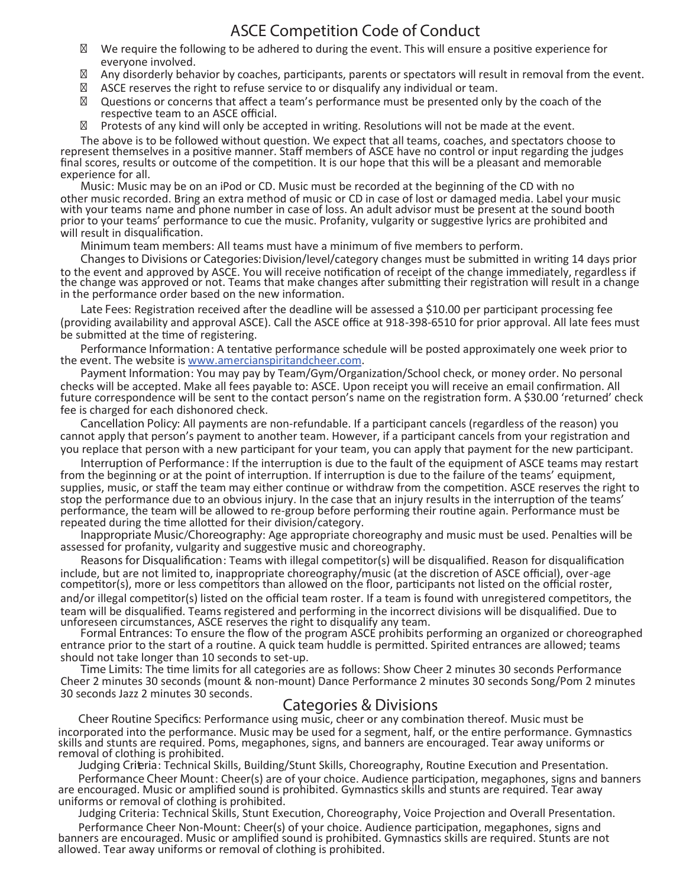# ASCE Competition Code of Conduct

- We require the following to be adhered to during the event. This will ensure a positive experience for everyone involved.
- Any disorderly behavior by coaches, participants, parents or spectators will result in removal from the event.
- ASCE reserves the right to refuse service to or disqualify any individual or team.
- Questions or concerns that affect a team's performance must be presented only by the coach of the respective team to an ASCE official.
- Protests of any kind will only be accepted in writing. Resolutions will not be made at the event.

The above is to be followed without question. We expect that all teams, coaches, and spectators choose to represent themselves in a positive manner. Staff members of ASCE have no control or input regarding the judges final scores, results or outcome of the competition. It is our hope that this will be a pleasant and memorable experience for all.

Music: Music may be on an iPod or CD. Music must be recorded at the beginning of the CD with no other music recorded. Bring an extra method of music or CD in case of lost or damaged media. Label your music with your teams name and phone number in case of loss. An adult advisor must be present at the sound booth prior to your teams' performance to cue the music. Profanity, vulgarity or suggestive lyrics are prohibited and will result in disqualification.

Minimum team members: All teams must have a minimum of five members to perform.

Changes to Divisions or Categories: Division/level/category changes must be submitted in writing 14 days prior to the event and approved by ASCE. You will receive notification of receipt of the change immediately, regardless if the change was approved or not. Teams that make changes after submitting their registration will result in a change in the performance order based on the new information.

Late Fees: Registration received after the deadline will be assessed a $10.00 per participant processing fee (providing availability and approval ASCE). Call the ASCE office at 918-398-6510 for prior approval. All late fees must be submitted at the time of registering.

Performance Information: A tentative performance schedule will be posted approximately one week prior to the event. The website is www.amercianspiritandcheer.com.

Payment Information: You may pay by Team/Gym/Organization/School check, or money order. No personal checks will be accepted. Make all fees payable to: ASCE. Upon receipt you will receive an email confirmation. All future correspondence will be sent to the contact person's name on the registration form. A $30.00 'returned' check fee is charged for each dishonored check.

Cancellation Policy: All payments are non-refundable. If a participant cancels (regardless of the reason) you cannot apply that person's payment to another team. However, if a participant cancels from your registration and you replace that person with a new participant for your team, you can apply that payment for the new participant.

Interruption of Performance: If the interruption is due to the fault of the equipment of ASCE teams may restart from the beginning or at the point of interruption. If interruption is due to the failure of the teams' equipment, supplies, music, or staff the team may either continue or withdraw from the competition. ASCE reserves the right to stop the performance due to an obvious injury. In the case that an injury results in the interruption of the teams' performance, the team will be allowed to re-group before performing their routine again. Performance must be repeated during the time allotted for their division/category.

Inappropriate Music/Choreography: Age appropriate choreography and music must be used. Penalties will be assessed for profanity, vulgarity and suggestive music and choreography.

Reasons for Disqualification: Teams with illegal competitor(s) will be disqualified. Reason for disqualification include, but are not limited to, inappropriate choreography/music (at the discretion of ASCE official), over-age competitor(s), more or less competitors than allowed on the floor, participants not listed on the official roster, and/or illegal competitor(s) listed on the official team roster. If a team is found with unregistered competitors, the team will be disqualified. Teams registered and performing in the incorrect divisions will be disqualified. Due to unforeseen circumstances, ASCE reserves the right to disqualify any team.

Formal Entrances: To ensure the flow of the program ASCE prohibits performing an organized or choreographed entrance prior to the start of a routine. A quick team huddle is permitted. Spirited entrances are allowed; teams should not take longer than 10 seconds to set-up.

Time Limits: The time limits for all categories are as follows: Show Cheer 2 minutes 30 seconds Performance Cheer 2 minutes 30 seconds (mount & non-mount) Dance Performance 2 minutes 30 seconds Song/Pom 2 minutes 30 seconds Jazz 2 minutes 30 seconds.

## Categories & Divisions

Cheer Routine Specifics: Performance using music, cheer or any combination thereof. Music must be incorporated into the performance. Music may be used for a segment, half, or the entire performance. Gymnastics skills and stunts are required. Poms, megaphones, signs, and banners are encouraged. Tear away uniforms or removal of clothing is prohibited.

Judging Criteria: Technical Skills, Building/Stunt Skills, Choreography, Routine Execution and Presentation.

Performance Cheer Mount: Cheer(s) are of your choice. Audience participation, megaphones, signs and banners are encouraged. Music or amplified sound is prohibited. Gymnastics skills and stunts are required. Tear away uniforms or removal of clothing is prohibited.

Judging Criteria: Technical Skills, Stunt Execution, Choreography, Voice Projection and Overall Presentation.

Performance Cheer Non-Mount: Cheer(s) of your choice. Audience participation, megaphones, signs and banners are encouraged. Music or amplified sound is prohibited. Gymnastics skills are required. Stunts are not allowed. Tear away uniforms or removal of clothing is prohibited.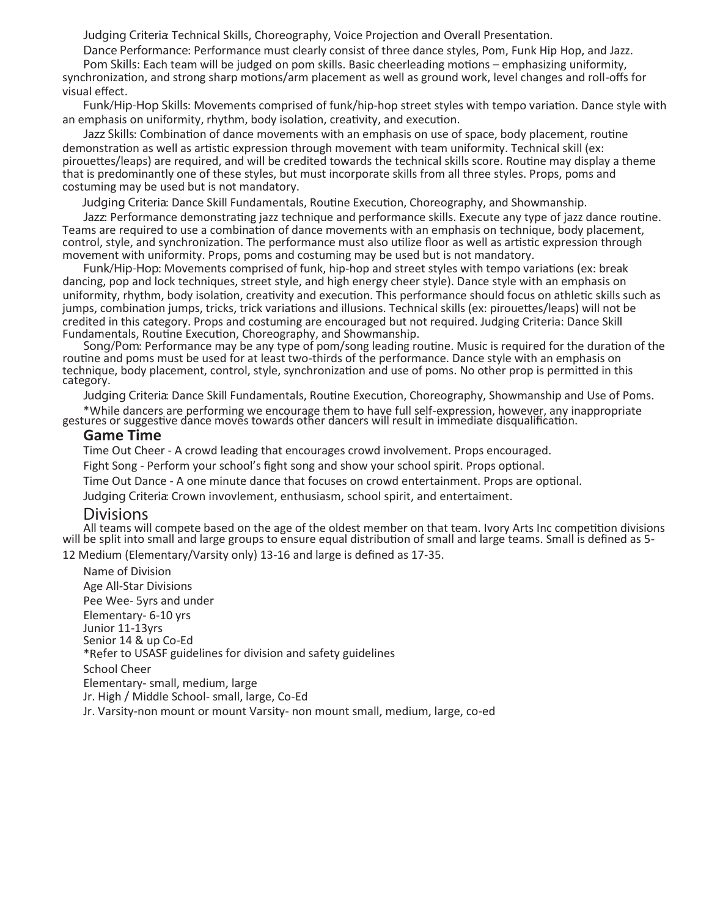Judging Criteria: Technical Skills, Choreography, Voice Projection and Overall Presentation.

Dance Performance: Performance must clearly consist of three dance styles, Pom, Funk Hip Hop, and Jazz.

Pom Skills: Each team will be judged on pom skills. Basic cheerleading motions – emphasizing uniformity, synchronization, and strong sharp motions/arm placement as well as ground work, level changes and roll-offs for visual effect.

Funk/Hip-Hop Skills: Movements comprised of funk/hip-hop street styles with tempo variation. Dance style with an emphasis on uniformity, rhythm, body isolation, creativity, and execution.

Jazz Skills: Combination of dance movements with an emphasis on use of space, body placement, routine demonstration as well as artistic expression through movement with team uniformity. Technical skill (ex: pirouettes/leaps) are required, and will be credited towards the technical skills score. Routine may display a theme that is predominantly one of these styles, but must incorporate skills from all three styles. Props, poms and costuming may be used but is not mandatory.

Judging Criteria: Dance Skill Fundamentals, Routine Execution, Choreography, and Showmanship.

Jazz: Performance demonstrating jazz technique and performance skills. Execute any type of jazz dance routine. Teams are required to use a combination of dance movements with an emphasis on technique, body placement, control, style, and synchronization. The performance must also utilize floor as well as artistic expression through movement with uniformity. Props, poms and costuming may be used but is not mandatory.

Funk/Hip-Hop: Movements comprised of funk, hip-hop and street styles with tempo variations (ex: break dancing, pop and lock techniques, street style, and high energy cheer style). Dance style with an emphasis on uniformity, rhythm, body isolation, creativity and execution. This performance should focus on athletic skills such as jumps, combination jumps, tricks, trick variations and illusions. Technical skills (ex: pirouettes/leaps) will not be credited in this category. Props and costuming are encouraged but not required. Judging Criteria: Dance Skill Fundamentals, Routine Execution, Choreography, and Showmanship.

Song/Pom: Performance may be any type of pom/song leading routine. Music is required for the duration of the routine and poms must be used for at least two-thirds of the performance. Dance style with an emphasis on technique, body placement, control, style, synchronization and use of poms. No other prop is permitted in this category.

Judging Criteria: Dance Skill Fundamentals, Routine Execution, Choreography, Showmanship and Use of Poms.

*While dancers are performing we encourage them to have full self-expression, however, any inappropriate gestures or suggestive dance moves towards other dancers will result in immediate disqualification.

## Game Time

Time Out Cheer - A crowd leading that encourages crowd involvement. Props encouraged.

Fight Song - Perform your school's fight song and show your school spirit. Props optional.

Time Out Dance - A one minute dance that focuses on crowd entertainment. Props are optional.

Judging Criteria: Crown invovlement, enthusiasm, school spirit, and entertaiment.

## Divisions

All teams will compete based on the age of the oldest member on that team. Ivory Arts Inc competition divisions will be split into small and large groups to ensure equal distribution of small and large teams. Small is defined as 5-12 Medium (Elementary/Varsity only) 13-16 and large is defined as 17-35.

Name of Division

Age All-Star Divisions

Pee Wee- 5yrs and under

Elementary- 6-10 yrs

Junior 11-13yrs

Senior 14 & up Co-Ed

*Refer to USASF guidelines for division and safety guidelines

School Cheer

Elementary- small, medium, large

Jr. High / Middle School- small, large, Co-Ed

Jr. Varsity-non mount or mount Varsity- non mount small, medium, large, co-ed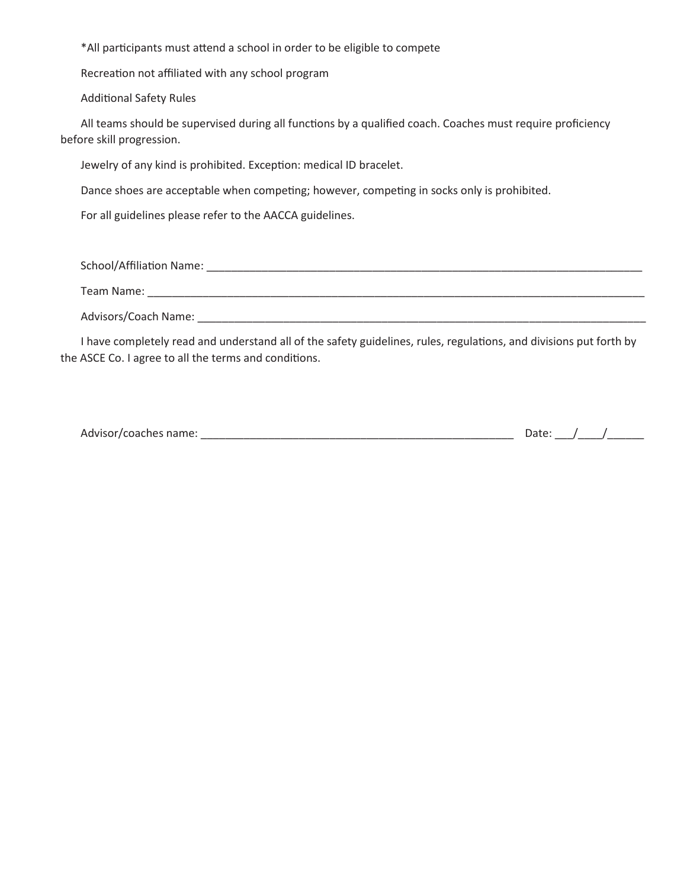*All participants must attend a school in order to be eligible to compete

Recreation not affiliated with any school program

Additional Safety Rules

All teams should be supervised during all functions by a qualified coach. Coaches must require proficiency before skill progression.

Jewelry of any kind is prohibited. Exception: medical ID bracelet.

Dance shoes are acceptable when competing; however, competing in socks only is prohibited.

For all guidelines please refer to the AACCA guidelines.

School/Affiliation Name: ___________________________________________________________________________

Team Name: ______________________________________________________________________________________

Advisors/Coach Name: _____________________________________________________________________________

I have completely read and understand all of the safety guidelines, rules, regulations, and divisions put forth by the ASCE Co. I agree to all the terms and conditions.

Advisor/coaches name: ______________________________________________________ Date: ___/____/______